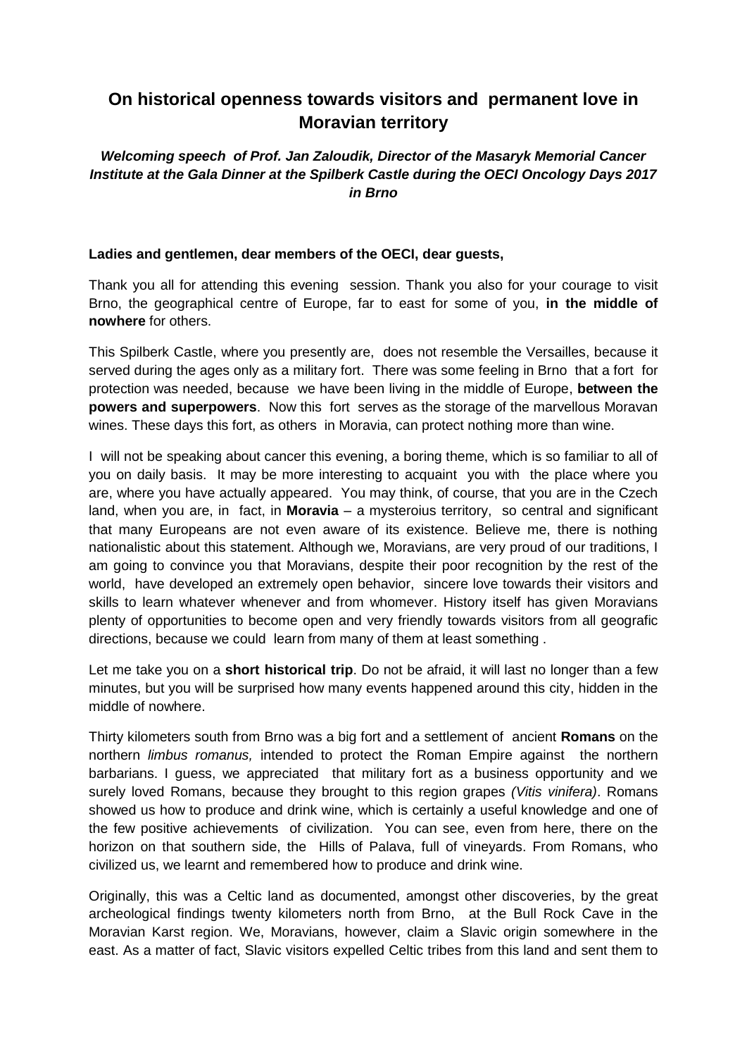# On historical openness towards visitors and permanent love in Moravian territory

***Welcoming speech of Prof. Jan Zaloudik, Director of the Masaryk Memorial Cancer Institute at the Gala Dinner at the Spilberk Castle during the OECI Oncology Days 2017 in Brno***

**Ladies and gentlemen, dear members of the OECI, dear guests,**

Thank you all for attending this evening session. Thank you also for your courage to visit Brno, the geographical centre of Europe, far to east for some of you, **in the middle of nowhere** for others.

This Spilberk Castle, where you presently are, does not resemble the Versailles, because it served during the ages only as a military fort. There was some feeling in Brno that a fort for protection was needed, because we have been living in the middle of Europe, **between the powers and superpowers**. Now this fort serves as the storage of the marvellous Moravan wines. These days this fort, as others in Moravia, can protect nothing more than wine.

I will not be speaking about cancer this evening, a boring theme, which is so familiar to all of you on daily basis. It may be more interesting to acquaint you with the place where you are, where you have actually appeared. You may think, of course, that you are in the Czech land, when you are, in fact, in **Moravia** – a mysteroius territory, so central and significant that many Europeans are not even aware of its existence. Believe me, there is nothing nationalistic about this statement. Although we, Moravians, are very proud of our traditions, I am going to convince you that Moravians, despite their poor recognition by the rest of the world, have developed an extremely open behavior, sincere love towards their visitors and skills to learn whatever whenever and from whomever. History itself has given Moravians plenty of opportunities to become open and very friendly towards visitors from all geografic directions, because we could learn from many of them at least something .

Let me take you on a **short historical trip**. Do not be afraid, it will last no longer than a few minutes, but you will be surprised how many events happened around this city, hidden in the middle of nowhere.

Thirty kilometers south from Brno was a big fort and a settlement of ancient **Romans** on the northern *limbus romanus,* intended to protect the Roman Empire against the northern barbarians. I guess, we appreciated that military fort as a business opportunity and we surely loved Romans, because they brought to this region grapes *(Vitis vinifera)*. Romans showed us how to produce and drink wine, which is certainly a useful knowledge and one of the few positive achievements of civilization. You can see, even from here, there on the horizon on that southern side, the Hills of Palava, full of vineyards. From Romans, who civilized us, we learnt and remembered how to produce and drink wine.

Originally, this was a Celtic land as documented, amongst other discoveries, by the great archeological findings twenty kilometers north from Brno, at the Bull Rock Cave in the Moravian Karst region. We, Moravians, however, claim a Slavic origin somewhere in the east. As a matter of fact, Slavic visitors expelled Celtic tribes from this land and sent them to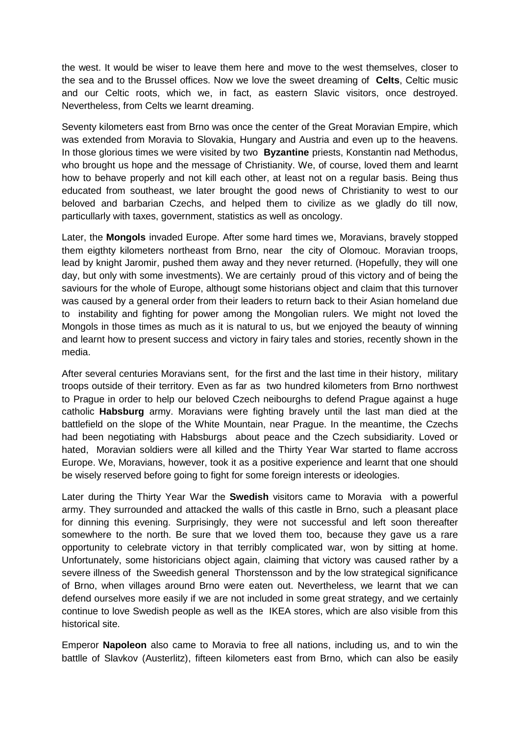the west. It would be wiser to leave them here and move to the west themselves, closer to the sea and to the Brussel offices. Now we love the sweet dreaming of **Celts**, Celtic music and our Celtic roots, which we, in fact, as eastern Slavic visitors, once destroyed. Nevertheless, from Celts we learnt dreaming.

Seventy kilometers east from Brno was once the center of the Great Moravian Empire, which was extended from Moravia to Slovakia, Hungary and Austria and even up to the heavens. In those glorious times we were visited by two **Byzantine** priests, Konstantin nad Methodus, who brought us hope and the message of Christianity. We, of course, loved them and learnt how to behave properly and not kill each other, at least not on a regular basis. Being thus educated from southeast, we later brought the good news of Christianity to west to our beloved and barbarian Czechs, and helped them to civilize as we gladly do till now, particullarly with taxes, government, statistics as well as oncology.

Later, the **Mongols** invaded Europe. After some hard times we, Moravians, bravely stopped them eigthty kilometers northeast from Brno, near the city of Olomouc. Moravian troops, lead by knight Jaromir, pushed them away and they never returned. (Hopefully, they will one day, but only with some investments). We are certainly proud of this victory and of being the saviours for the whole of Europe, althougt some historians object and claim that this turnover was caused by a general order from their leaders to return back to their Asian homeland due to instability and fighting for power among the Mongolian rulers. We might not loved the Mongols in those times as much as it is natural to us, but we enjoyed the beauty of winning and learnt how to present success and victory in fairy tales and stories, recently shown in the media.

After several centuries Moravians sent, for the first and the last time in their history, military troops outside of their territory. Even as far as two hundred kilometers from Brno northwest to Prague in order to help our beloved Czech neibourghs to defend Prague against a huge catholic **Habsburg** army. Moravians were fighting bravely until the last man died at the battlefield on the slope of the White Mountain, near Prague. In the meantime, the Czechs had been negotiating with Habsburgs about peace and the Czech subsidiarity. Loved or hated, Moravian soldiers were all killed and the Thirty Year War started to flame accross Europe. We, Moravians, however, took it as a positive experience and learnt that one should be wisely reserved before going to fight for some foreign interests or ideologies.

Later during the Thirty Year War the **Swedish** visitors came to Moravia with a powerful army. They surrounded and attacked the walls of this castle in Brno, such a pleasant place for dinning this evening. Surprisingly, they were not successful and left soon thereafter somewhere to the north. Be sure that we loved them too, because they gave us a rare opportunity to celebrate victory in that terribly complicated war, won by sitting at home. Unfortunately, some historicians object again, claiming that victory was caused rather by a severe illness of the Sweedish general Thorstensson and by the low strategical significance of Brno, when villages around Brno were eaten out. Nevertheless, we learnt that we can defend ourselves more easily if we are not included in some great strategy, and we certainly continue to love Swedish people as well as the IKEA stores, which are also visible from this historical site.

Emperor **Napoleon** also came to Moravia to free all nations, including us, and to win the battlle of Slavkov (Austerlitz), fifteen kilometers east from Brno, which can also be easily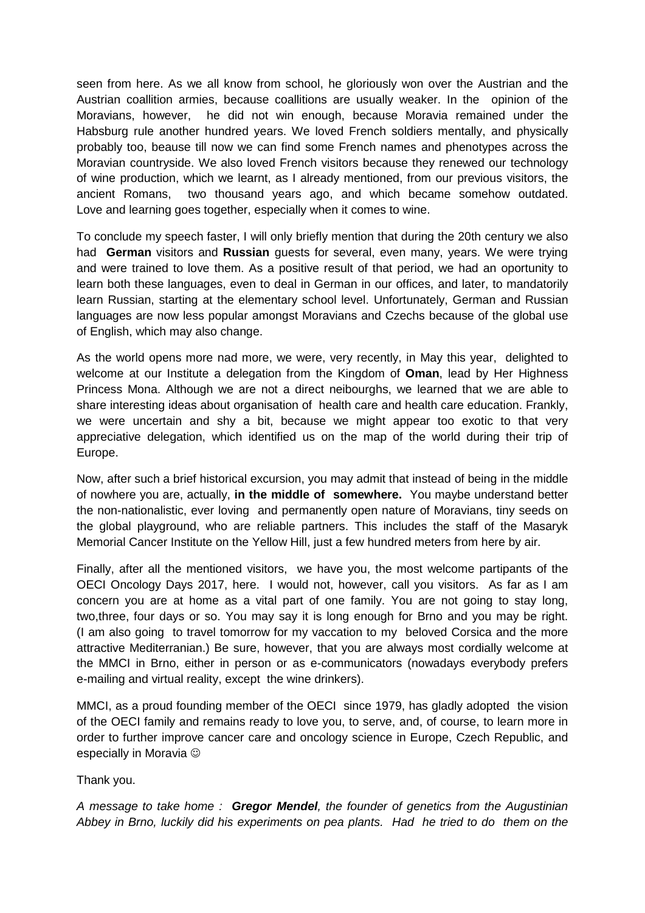seen from here. As we all know from school, he gloriously won over the Austrian and the Austrian coallition armies, because coallitions are usually weaker. In the opinion of the Moravians, however, he did not win enough, because Moravia remained under the Habsburg rule another hundred years. We loved French soldiers mentally, and physically probably too, beause till now we can find some French names and phenotypes across the Moravian countryside. We also loved French visitors because they renewed our technology of wine production, which we learnt, as I already mentioned, from our previous visitors, the ancient Romans, two thousand years ago, and which became somehow outdated. Love and learning goes together, especially when it comes to wine.

To conclude my speech faster, I will only briefly mention that during the 20th century we also had **German** visitors and **Russian** guests for several, even many, years. We were trying and were trained to love them. As a positive result of that period, we had an oportunity to learn both these languages, even to deal in German in our offices, and later, to mandatorily learn Russian, starting at the elementary school level. Unfortunately, German and Russian languages are now less popular amongst Moravians and Czechs because of the global use of English, which may also change.

As the world opens more nad more, we were, very recently, in May this year, delighted to welcome at our Institute a delegation from the Kingdom of **Oman**, lead by Her Highness Princess Mona. Although we are not a direct neibourghs, we learned that we are able to share interesting ideas about organisation of health care and health care education. Frankly, we were uncertain and shy a bit, because we might appear too exotic to that very appreciative delegation, which identified us on the map of the world during their trip of Europe.

Now, after such a brief historical excursion, you may admit that instead of being in the middle of nowhere you are, actually, **in the middle of somewhere.** You maybe understand better the non-nationalistic, ever loving and permanently open nature of Moravians, tiny seeds on the global playground, who are reliable partners. This includes the staff of the Masaryk Memorial Cancer Institute on the Yellow Hill, just a few hundred meters from here by air.

Finally, after all the mentioned visitors, we have you, the most welcome partipants of the OECI Oncology Days 2017, here. I would not, however, call you visitors. As far as I am concern you are at home as a vital part of one family. You are not going to stay long, two,three, four days or so. You may say it is long enough for Brno and you may be right. (I am also going to travel tomorrow for my vaccation to my beloved Corsica and the more attractive Mediterranian.) Be sure, however, that you are always most cordially welcome at the MMCI in Brno, either in person or as e-communicators (nowadays everybody prefers e-mailing and virtual reality, except the wine drinkers).

MMCI, as a proud founding member of the OECI since 1979, has gladly adopted the vision of the OECI family and remains ready to love you, to serve, and, of course, to learn more in order to further improve cancer care and oncology science in Europe, Czech Republic, and especially in Moravia ☺

Thank you.

*A message to take home : **Gregor Mendel**, the founder of genetics from the Augustinian Abbey in Brno, luckily did his experiments on pea plants. Had he tried to do them on the*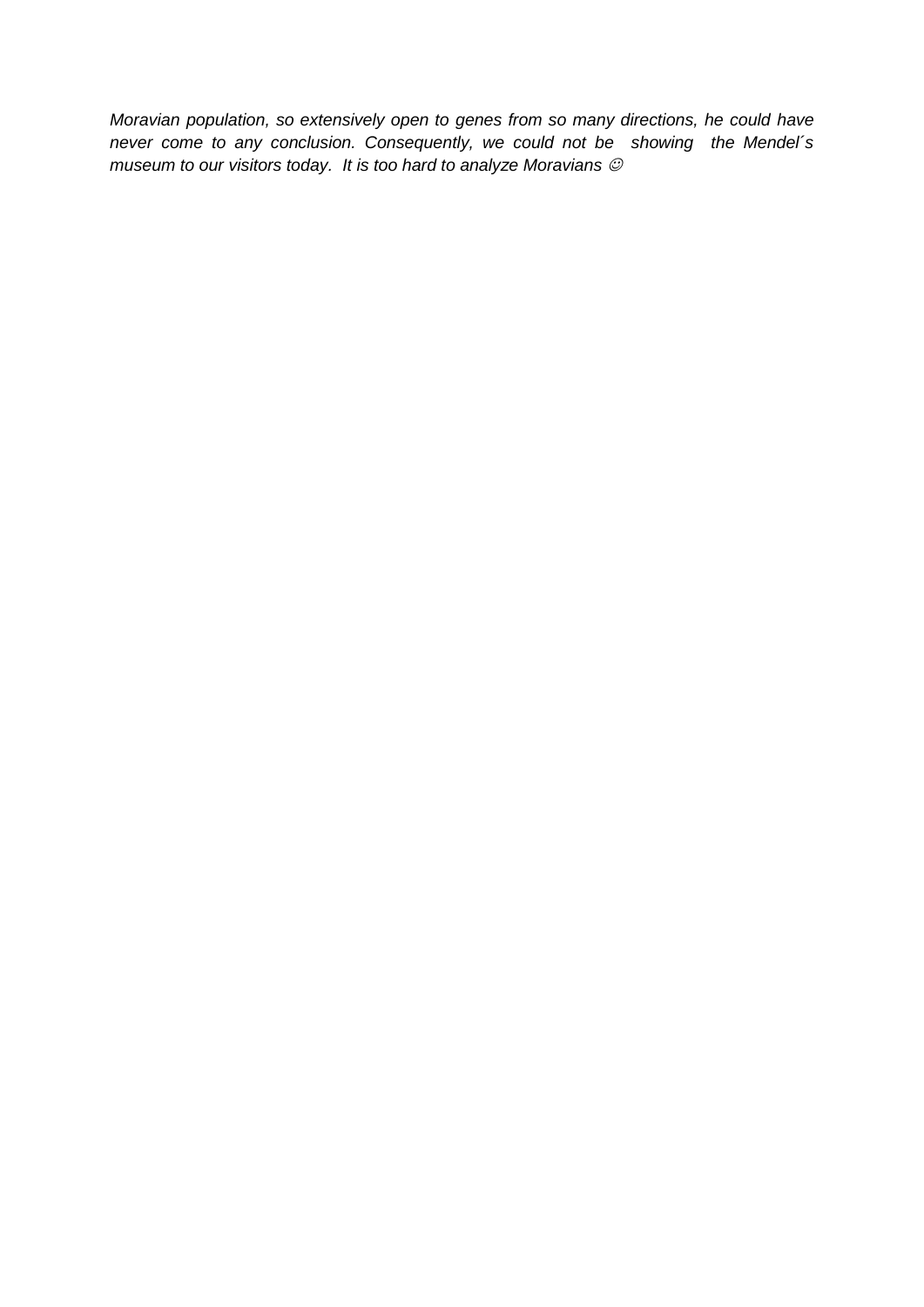*Moravian population, so extensively open to genes from so many directions, he could have never come to any conclusion. Consequently, we could not be showing the Mendel´s museum to our visitors today. It is too hard to analyze Moravians ☺*